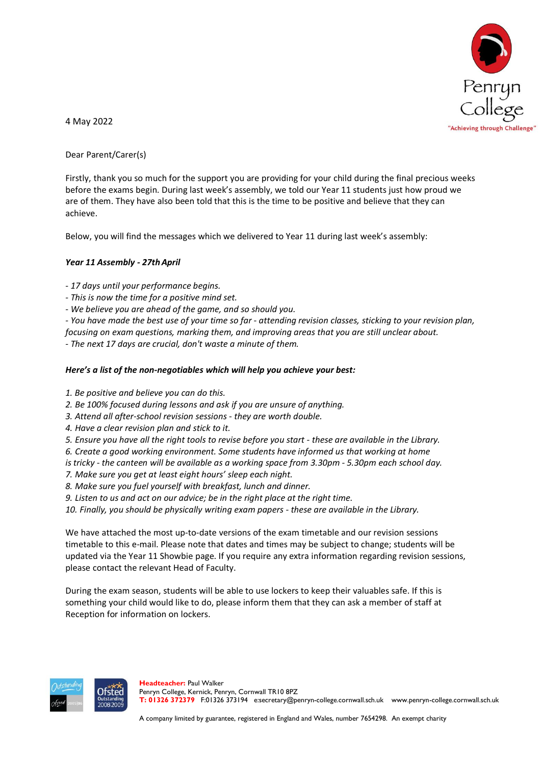Penryn College

"Achieving through Challenge"

4 May 2022

Dear Parent/Carer(s)

Firstly, thank you so much for the support you are providing for your child during the final precious weeks before the exams begin. During last week's assembly, we told our Year 11 students just how proud we are of them. They have also been told that this is the time to be positive and believe that they can achieve.

Below, you will find the messages which we delivered to Year 11 during last week's assembly:

***Year 11 Assembly - 27th April***

*- 17 days until your performance begins.*
*- This is now the time for a positive mind set.*
*- We believe you are ahead of the game, and so should you.*
*- You have made the best use of your time so far - attending revision classes, sticking to your revision plan, focusing on exam questions, marking them, and improving areas that you are still unclear about.*
*- The next 17 days are crucial, don't waste a minute of them.*

***Here's a list of the non-negotiables which will help you achieve your best:***

*1. Be positive and believe you can do this.*
*2. Be 100% focused during lessons and ask if you are unsure of anything.*
*3. Attend all after-school revision sessions - they are worth double.*
*4. Have a clear revision plan and stick to it.*
*5. Ensure you have all the right tools to revise before you start - these are available in the Library.*
*6. Create a good working environment. Some students have informed us that working at home is tricky - the canteen will be available as a working space from 3.30pm - 5.30pm each school day.*
*7. Make sure you get at least eight hours' sleep each night.*
*8. Make sure you fuel yourself with breakfast, lunch and dinner.*
*9. Listen to us and act on our advice; be in the right place at the right time.*
*10. Finally, you should be physically writing exam papers - these are available in the Library.*

We have attached the most up-to-date versions of the exam timetable and our revision sessions timetable to this e-mail. Please note that dates and times may be subject to change; students will be updated via the Year 11 Showbie page. If you require any extra information regarding revision sessions, please contact the relevant Head of Faculty.

During the exam season, students will be able to use lockers to keep their valuables safe. If this is something your child would like to do, please inform them that they can ask a member of staff at Reception for information on lockers.

**Headteacher:** Paul Walker
Penryn College, Kernick, Penryn, Cornwall TR10 8PZ
**T: 01326 372379** F:01326 373194 e:secretary@penryn-college.cornwall.sch.uk www.penryn-college.cornwall.sch.uk

A company limited by guarantee, registered in England and Wales, number 7654298. An exempt charity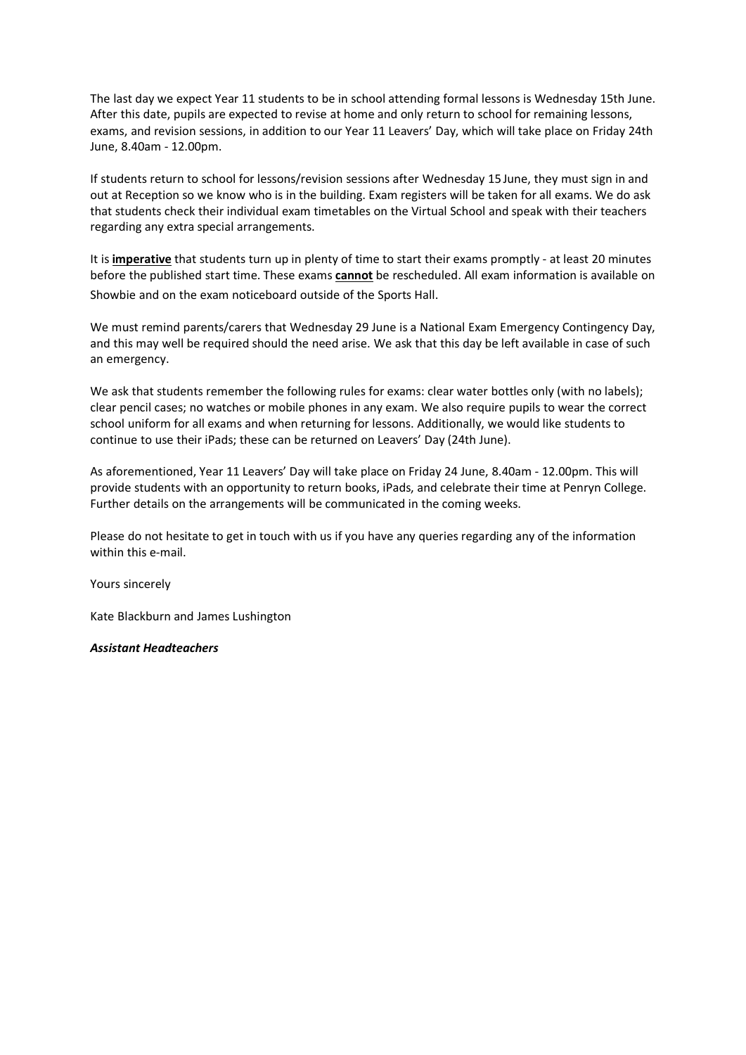The last day we expect Year 11 students to be in school attending formal lessons is Wednesday 15th June. After this date, pupils are expected to revise at home and only return to school for remaining lessons, exams, and revision sessions, in addition to our Year 11 Leavers' Day, which will take place on Friday 24th June, 8.40am - 12.00pm.

If students return to school for lessons/revision sessions after Wednesday 15 June, they must sign in and out at Reception so we know who is in the building. Exam registers will be taken for all exams. We do ask that students check their individual exam timetables on the Virtual School and speak with their teachers regarding any extra special arrangements.

It is **imperative** that students turn up in plenty of time to start their exams promptly - at least 20 minutes before the published start time. These exams **cannot** be rescheduled. All exam information is available on Showbie and on the exam noticeboard outside of the Sports Hall.

We must remind parents/carers that Wednesday 29 June is a National Exam Emergency Contingency Day, and this may well be required should the need arise. We ask that this day be left available in case of such an emergency.

We ask that students remember the following rules for exams: clear water bottles only (with no labels); clear pencil cases; no watches or mobile phones in any exam. We also require pupils to wear the correct school uniform for all exams and when returning for lessons. Additionally, we would like students to continue to use their iPads; these can be returned on Leavers' Day (24th June).

As aforementioned, Year 11 Leavers' Day will take place on Friday 24 June, 8.40am - 12.00pm. This will provide students with an opportunity to return books, iPads, and celebrate their time at Penryn College. Further details on the arrangements will be communicated in the coming weeks.

Please do not hesitate to get in touch with us if you have any queries regarding any of the information within this e-mail.

Yours sincerely

Kate Blackburn and James Lushington

***Assistant Headteachers***